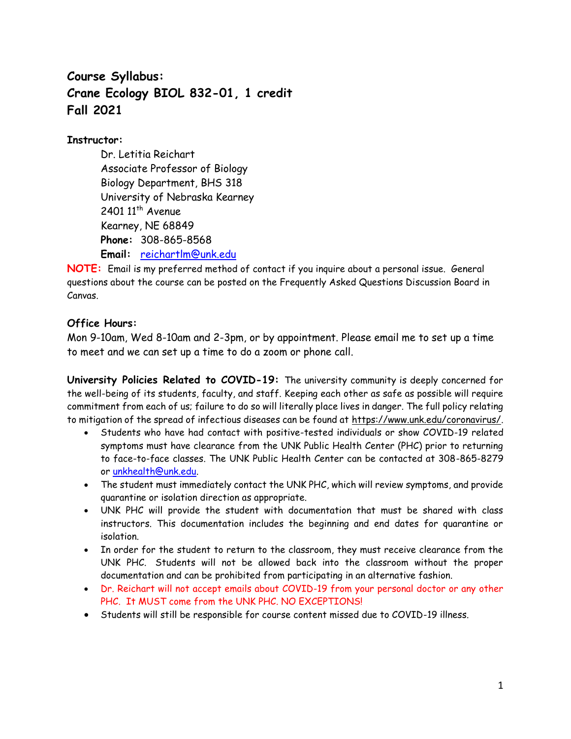# Course Syllabus:
# Crane Ecology BIOL 832-01, 1 credit
# Fall 2021

**Instructor:**

Dr. Letitia Reichart
Associate Professor of Biology
Biology Department, BHS 318
University of Nebraska Kearney
2401 11th Avenue
Kearney, NE 68849
**Phone:** 308-865-8568
**Email:** reichartlm@unk.edu

**NOTE:** Email is my preferred method of contact if you inquire about a personal issue. General questions about the course can be posted on the Frequently Asked Questions Discussion Board in Canvas.

**Office Hours:**

Mon 9-10am, Wed 8-10am and 2-3pm, or by appointment. Please email me to set up a time to meet and we can set up a time to do a zoom or phone call.

**University Policies Related to COVID-19:** The university community is deeply concerned for the well-being of its students, faculty, and staff. Keeping each other as safe as possible will require commitment from each of us; failure to do so will literally place lives in danger. The full policy relating to mitigation of the spread of infectious diseases can be found at https://www.unk.edu/coronavirus/.

- Students who have had contact with positive-tested individuals or show COVID-19 related symptoms must have clearance from the UNK Public Health Center (PHC) prior to returning to face-to-face classes. The UNK Public Health Center can be contacted at 308-865-8279 or unkhealth@unk.edu.
- The student must immediately contact the UNK PHC, which will review symptoms, and provide quarantine or isolation direction as appropriate.
- UNK PHC will provide the student with documentation that must be shared with class instructors. This documentation includes the beginning and end dates for quarantine or isolation.
- In order for the student to return to the classroom, they must receive clearance from the UNK PHC. Students will not be allowed back into the classroom without the proper documentation and can be prohibited from participating in an alternative fashion.
- Dr. Reichart will not accept emails about COVID-19 from your personal doctor or any other PHC. It MUST come from the UNK PHC. NO EXCEPTIONS!
- Students will still be responsible for course content missed due to COVID-19 illness.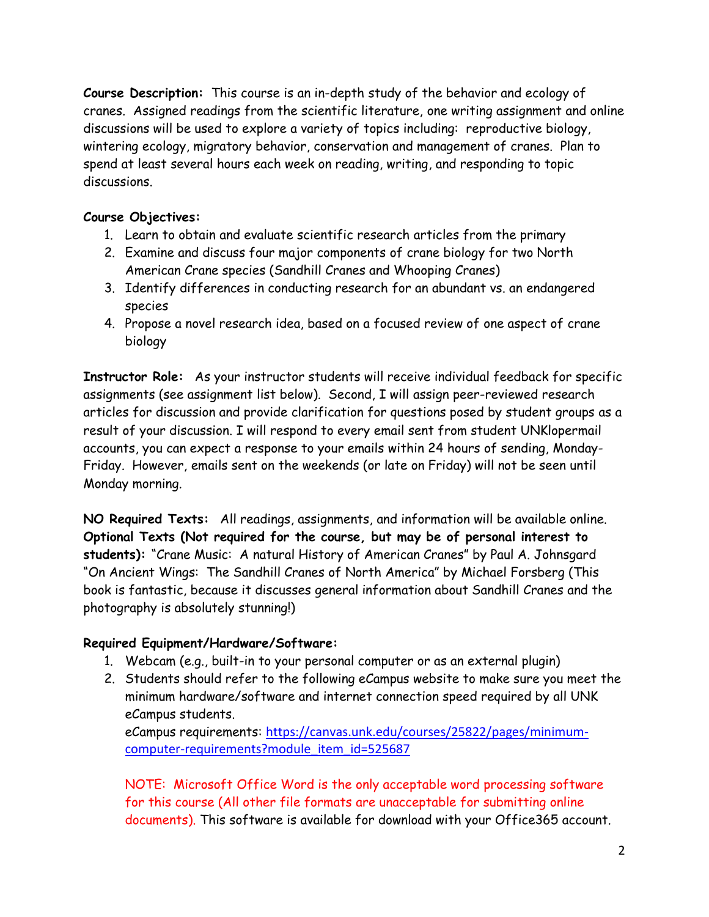**Course Description:** This course is an in-depth study of the behavior and ecology of cranes. Assigned readings from the scientific literature, one writing assignment and online discussions will be used to explore a variety of topics including: reproductive biology, wintering ecology, migratory behavior, conservation and management of cranes. Plan to spend at least several hours each week on reading, writing, and responding to topic discussions.

**Course Objectives:**

1. Learn to obtain and evaluate scientific research articles from the primary
2. Examine and discuss four major components of crane biology for two North American Crane species (Sandhill Cranes and Whooping Cranes)
3. Identify differences in conducting research for an abundant vs. an endangered species
4. Propose a novel research idea, based on a focused review of one aspect of crane biology

**Instructor Role:** As your instructor students will receive individual feedback for specific assignments (see assignment list below). Second, I will assign peer-reviewed research articles for discussion and provide clarification for questions posed by student groups as a result of your discussion. I will respond to every email sent from student UNKlopermail accounts, you can expect a response to your emails within 24 hours of sending, Monday-Friday. However, emails sent on the weekends (or late on Friday) will not be seen until Monday morning.

**NO Required Texts:** All readings, assignments, and information will be available online.
**Optional Texts (Not required for the course, but may be of personal interest to students):** "Crane Music: A natural History of American Cranes" by Paul A. Johnsgard "On Ancient Wings: The Sandhill Cranes of North America" by Michael Forsberg (This book is fantastic, because it discusses general information about Sandhill Cranes and the photography is absolutely stunning!)

**Required Equipment/Hardware/Software:**

1. Webcam (e.g., built-in to your personal computer or as an external plugin)
2. Students should refer to the following eCampus website to make sure you meet the minimum hardware/software and internet connection speed required by all UNK eCampus students.
   eCampus requirements: [https://canvas.unk.edu/courses/25822/pages/minimum-computer-requirements?module_item_id=525687](https://canvas.unk.edu/courses/25822/pages/minimum-computer-requirements?module_item_id=525687)

   NOTE: Microsoft Office Word is the only acceptable word processing software for this course (All other file formats are unacceptable for submitting online documents). This software is available for download with your Office365 account.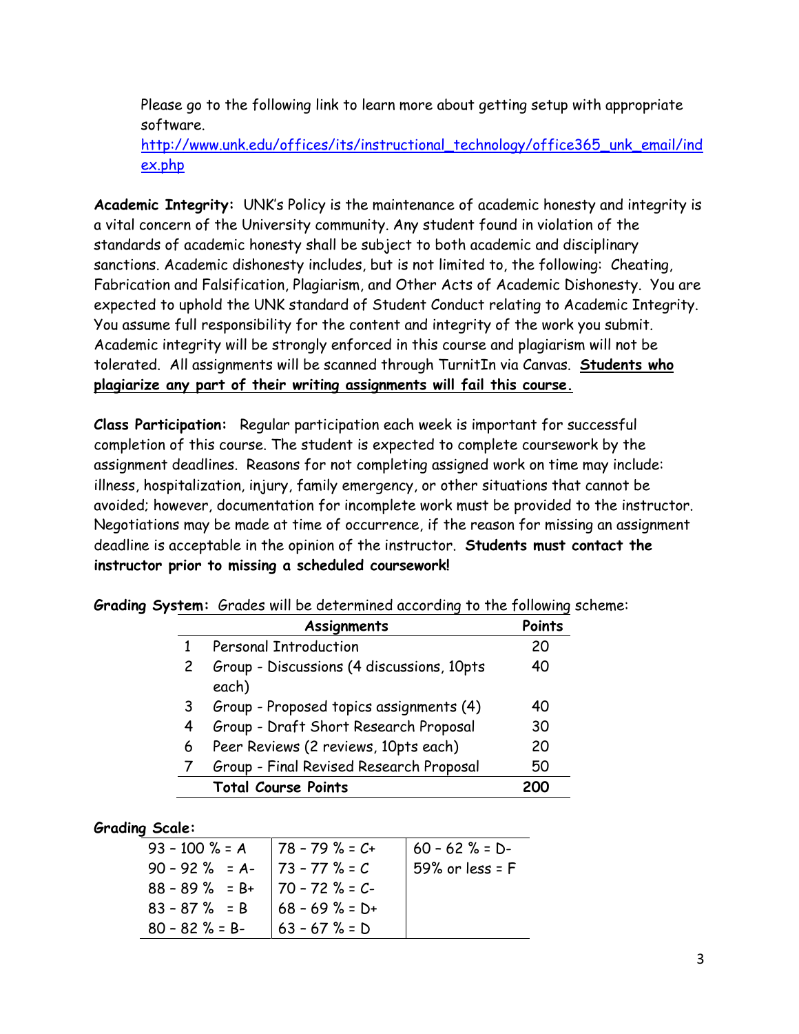Please go to the following link to learn more about getting setup with appropriate software.
[http://www.unk.edu/offices/its/instructional_technology/office365_unk_email/index.php](http://www.unk.edu/offices/its/instructional_technology/office365_unk_email/index.php)

**Academic Integrity:** UNK's Policy is the maintenance of academic honesty and integrity is a vital concern of the University community. Any student found in violation of the standards of academic honesty shall be subject to both academic and disciplinary sanctions. Academic dishonesty includes, but is not limited to, the following: Cheating, Fabrication and Falsification, Plagiarism, and Other Acts of Academic Dishonesty. You are expected to uphold the UNK standard of Student Conduct relating to Academic Integrity. You assume full responsibility for the content and integrity of the work you submit. Academic integrity will be strongly enforced in this course and plagiarism will not be tolerated. All assignments will be scanned through TurnitIn via Canvas. **Students who plagiarize any part of their writing assignments will fail this course.**

**Class Participation:** Regular participation each week is important for successful completion of this course. The student is expected to complete coursework by the assignment deadlines. Reasons for not completing assigned work on time may include: illness, hospitalization, injury, family emergency, or other situations that cannot be avoided; however, documentation for incomplete work must be provided to the instructor. Negotiations may be made at time of occurrence, if the reason for missing an assignment deadline is acceptable in the opinion of the instructor. **Students must contact the instructor prior to missing a scheduled coursework!**

**Grading System:** Grades will be determined according to the following scheme:

| | Assignments | Points |
|---|---|---|
| 1 | Personal Introduction | 20 |
| 2 | Group - Discussions (4 discussions, 10pts each) | 40 |
| 3 | Group - Proposed topics assignments (4) | 40 |
| 4 | Group - Draft Short Research Proposal | 30 |
| 6 | Peer Reviews (2 reviews, 10pts each) | 20 |
| 7 | Group - Final Revised Research Proposal | 50 |
| | **Total Course Points** | **200** |

**Grading Scale:**

| | | |
|---|---|---|
| 93 – 100 % = A | 78 – 79 % = C+ | 60 – 62 % = D- |
| 90 – 92 % = A- | 73 – 77 % = C | 59% or less = F |
| 88 – 89 % = B+ | 70 – 72 % = C- | |
| 83 – 87 % = B | 68 – 69 % = D+ | |
| 80 – 82 % = B- | 63 – 67 % = D | |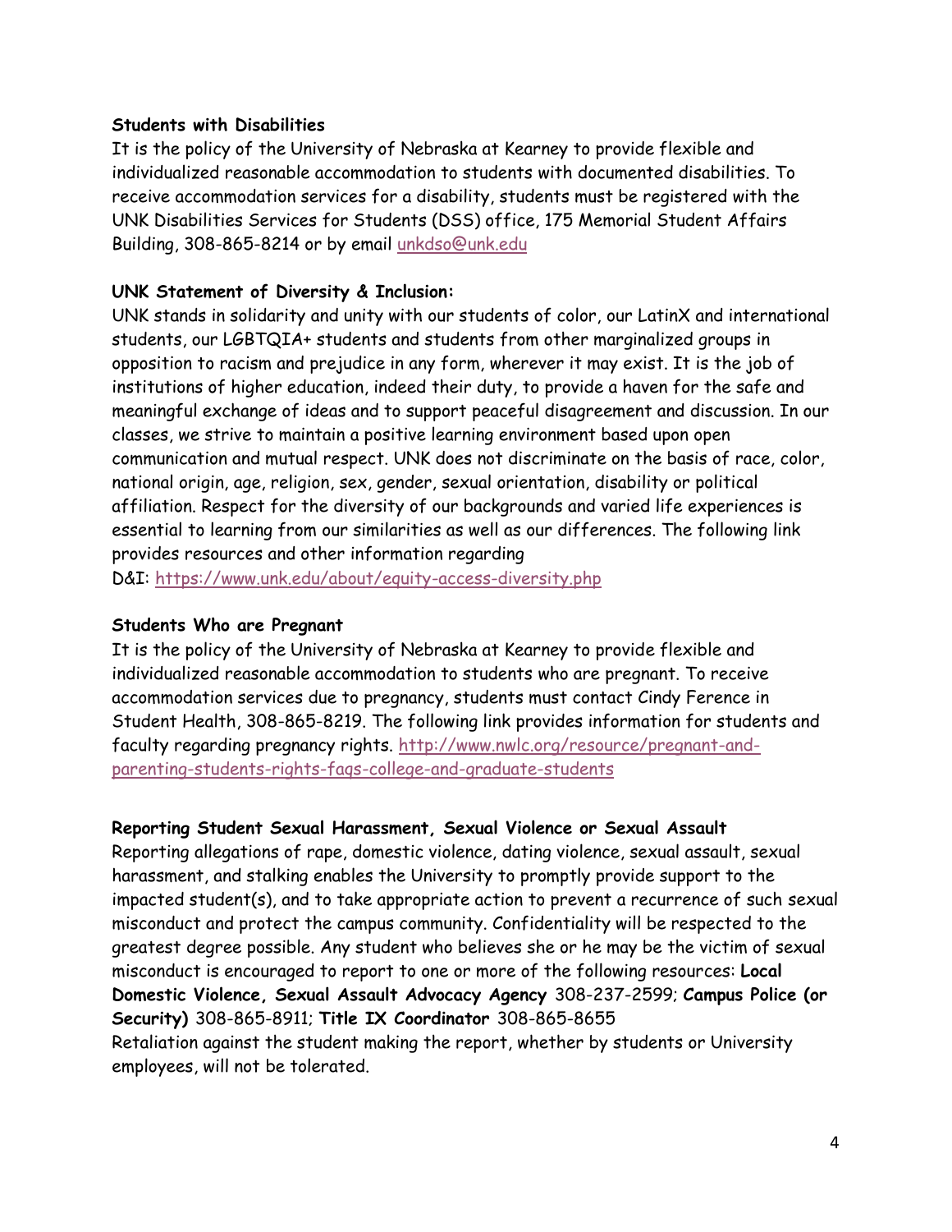**Students with Disabilities**

It is the policy of the University of Nebraska at Kearney to provide flexible and individualized reasonable accommodation to students with documented disabilities. To receive accommodation services for a disability, students must be registered with the UNK Disabilities Services for Students (DSS) office, 175 Memorial Student Affairs Building, 308-865-8214 or by email unkdso@unk.edu

**UNK Statement of Diversity & Inclusion:**

UNK stands in solidarity and unity with our students of color, our LatinX and international students, our LGBTQIA+ students and students from other marginalized groups in opposition to racism and prejudice in any form, wherever it may exist. It is the job of institutions of higher education, indeed their duty, to provide a haven for the safe and meaningful exchange of ideas and to support peaceful disagreement and discussion. In our classes, we strive to maintain a positive learning environment based upon open communication and mutual respect. UNK does not discriminate on the basis of race, color, national origin, age, religion, sex, gender, sexual orientation, disability or political affiliation. Respect for the diversity of our backgrounds and varied life experiences is essential to learning from our similarities as well as our differences. The following link provides resources and other information regarding D&I: https://www.unk.edu/about/equity-access-diversity.php

**Students Who are Pregnant**

It is the policy of the University of Nebraska at Kearney to provide flexible and individualized reasonable accommodation to students who are pregnant. To receive accommodation services due to pregnancy, students must contact Cindy Ference in Student Health, 308-865-8219. The following link provides information for students and faculty regarding pregnancy rights. http://www.nwlc.org/resource/pregnant-and-parenting-students-rights-faqs-college-and-graduate-students

**Reporting Student Sexual Harassment, Sexual Violence or Sexual Assault**

Reporting allegations of rape, domestic violence, dating violence, sexual assault, sexual harassment, and stalking enables the University to promptly provide support to the impacted student(s), and to take appropriate action to prevent a recurrence of such sexual misconduct and protect the campus community. Confidentiality will be respected to the greatest degree possible. Any student who believes she or he may be the victim of sexual misconduct is encouraged to report to one or more of the following resources: **Local Domestic Violence, Sexual Assault Advocacy Agency** 308-237-2599; **Campus Police (or Security)** 308-865-8911; **Title IX Coordinator** 308-865-8655

Retaliation against the student making the report, whether by students or University employees, will not be tolerated.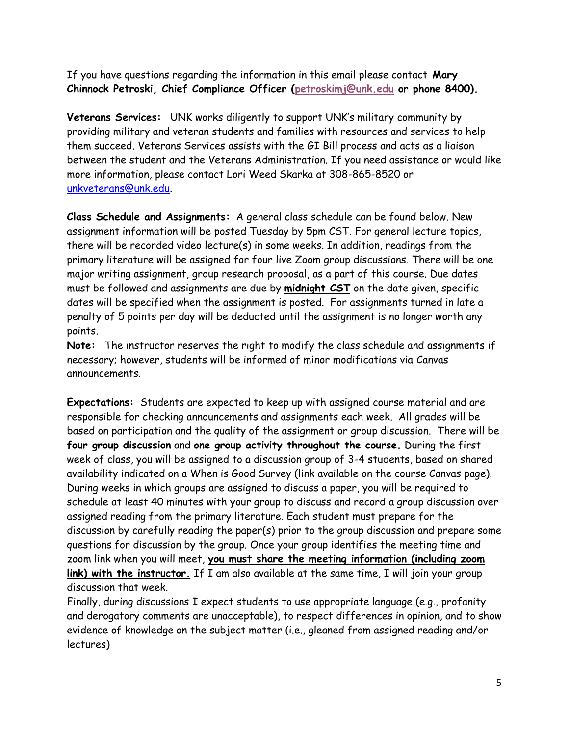If you have questions regarding the information in this email please contact **Mary Chinnock Petroski, Chief Compliance Officer ([petroskimj@unk.edu](mailto:petroskimj@unk.edu) or phone 8400).**

**Veterans Services:** UNK works diligently to support UNK's military community by providing military and veteran students and families with resources and services to help them succeed. Veterans Services assists with the GI Bill process and acts as a liaison between the student and the Veterans Administration. If you need assistance or would like more information, please contact Lori Weed Skarka at 308-865-8520 or [unkveterans@unk.edu](mailto:unkveterans@unk.edu).

**Class Schedule and Assignments:** A general class schedule can be found below. New assignment information will be posted Tuesday by 5pm CST. For general lecture topics, there will be recorded video lecture(s) in some weeks. In addition, readings from the primary literature will be assigned for four live Zoom group discussions. There will be one major writing assignment, group research proposal, as a part of this course. Due dates must be followed and assignments are due by **<u>midnight CST</u>** on the date given, specific dates will be specified when the assignment is posted. For assignments turned in late a penalty of 5 points per day will be deducted until the assignment is no longer worth any points.

**Note:** The instructor reserves the right to modify the class schedule and assignments if necessary; however, students will be informed of minor modifications via Canvas announcements.

**Expectations:** Students are expected to keep up with assigned course material and are responsible for checking announcements and assignments each week. All grades will be based on participation and the quality of the assignment or group discussion. There will be **four group discussion** and **one group activity throughout the course.** During the first week of class, you will be assigned to a discussion group of 3-4 students, based on shared availability indicated on a When is Good Survey (link available on the course Canvas page). During weeks in which groups are assigned to discuss a paper, you will be required to schedule at least 40 minutes with your group to discuss and record a group discussion over assigned reading from the primary literature. Each student must prepare for the discussion by carefully reading the paper(s) prior to the group discussion and prepare some questions for discussion by the group. Once your group identifies the meeting time and zoom link when you will meet, **<u>you must share the meeting information (including zoom link) with the instructor.</u>** If I am also available at the same time, I will join your group discussion that week.

Finally, during discussions I expect students to use appropriate language (e.g., profanity and derogatory comments are unacceptable), to respect differences in opinion, and to show evidence of knowledge on the subject matter (i.e., gleaned from assigned reading and/or lectures)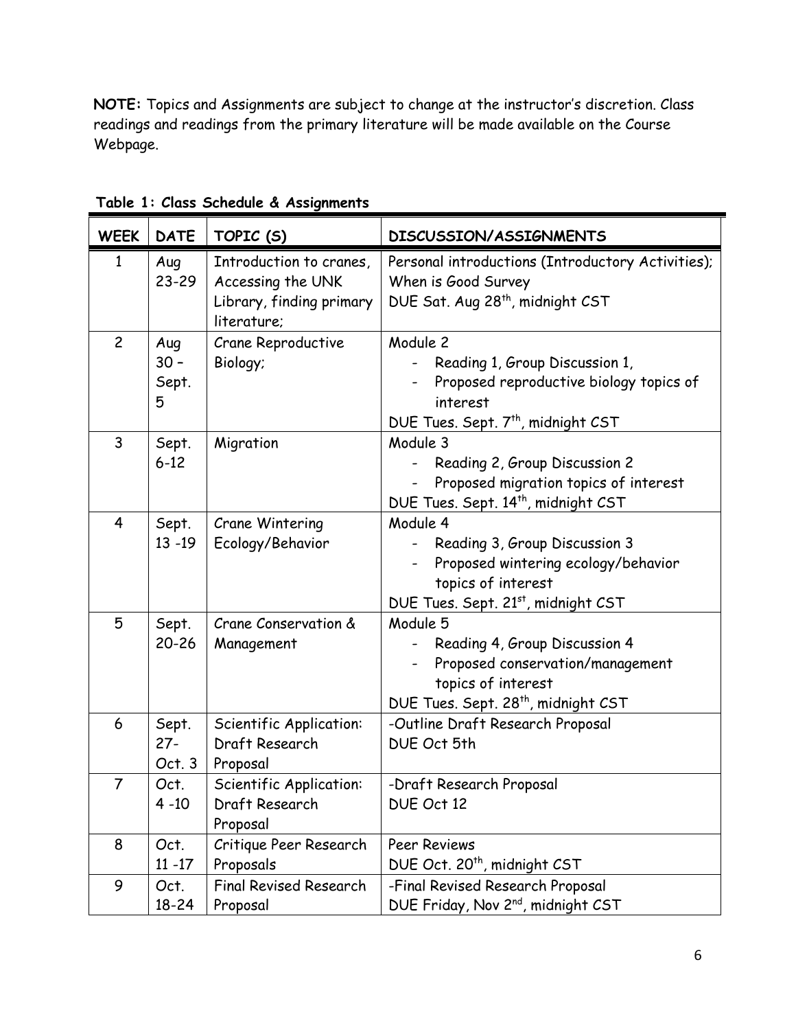**NOTE:** Topics and Assignments are subject to change at the instructor's discretion. Class readings and readings from the primary literature will be made available on the Course Webpage.

**Table 1: Class Schedule & Assignments**

| WEEK | DATE | TOPIC (S) | DISCUSSION/ASSIGNMENTS |
|---|---|---|---|
| 1 | Aug 23-29 | Introduction to cranes, Accessing the UNK Library, finding primary literature; | Personal introductions (Introductory Activities); When is Good Survey<br>DUE Sat. Aug 28th, midnight CST |
| 2 | Aug 30 – Sept. 5 | Crane Reproductive Biology; | Module 2<br>- Reading 1, Group Discussion 1,<br>- Proposed reproductive biology topics of interest<br>DUE Tues. Sept. 7th, midnight CST |
| 3 | Sept. 6-12 | Migration | Module 3<br>- Reading 2, Group Discussion 2<br>- Proposed migration topics of interest<br>DUE Tues. Sept. 14th, midnight CST |
| 4 | Sept. 13 -19 | Crane Wintering Ecology/Behavior | Module 4<br>- Reading 3, Group Discussion 3<br>- Proposed wintering ecology/behavior topics of interest<br>DUE Tues. Sept. 21st, midnight CST |
| 5 | Sept. 20-26 | Crane Conservation & Management | Module 5<br>- Reading 4, Group Discussion 4<br>- Proposed conservation/management topics of interest<br>DUE Tues. Sept. 28th, midnight CST |
| 6 | Sept. 27- Oct. 3 | Scientific Application: Draft Research Proposal | -Outline Draft Research Proposal<br>DUE Oct 5th |
| 7 | Oct. 4 -10 | Scientific Application: Draft Research Proposal | -Draft Research Proposal<br>DUE Oct 12 |
| 8 | Oct. 11 -17 | Critique Peer Research Proposals | Peer Reviews<br>DUE Oct. 20th, midnight CST |
| 9 | Oct. 18-24 | Final Revised Research Proposal | -Final Revised Research Proposal<br>DUE Friday, Nov 2nd, midnight CST |